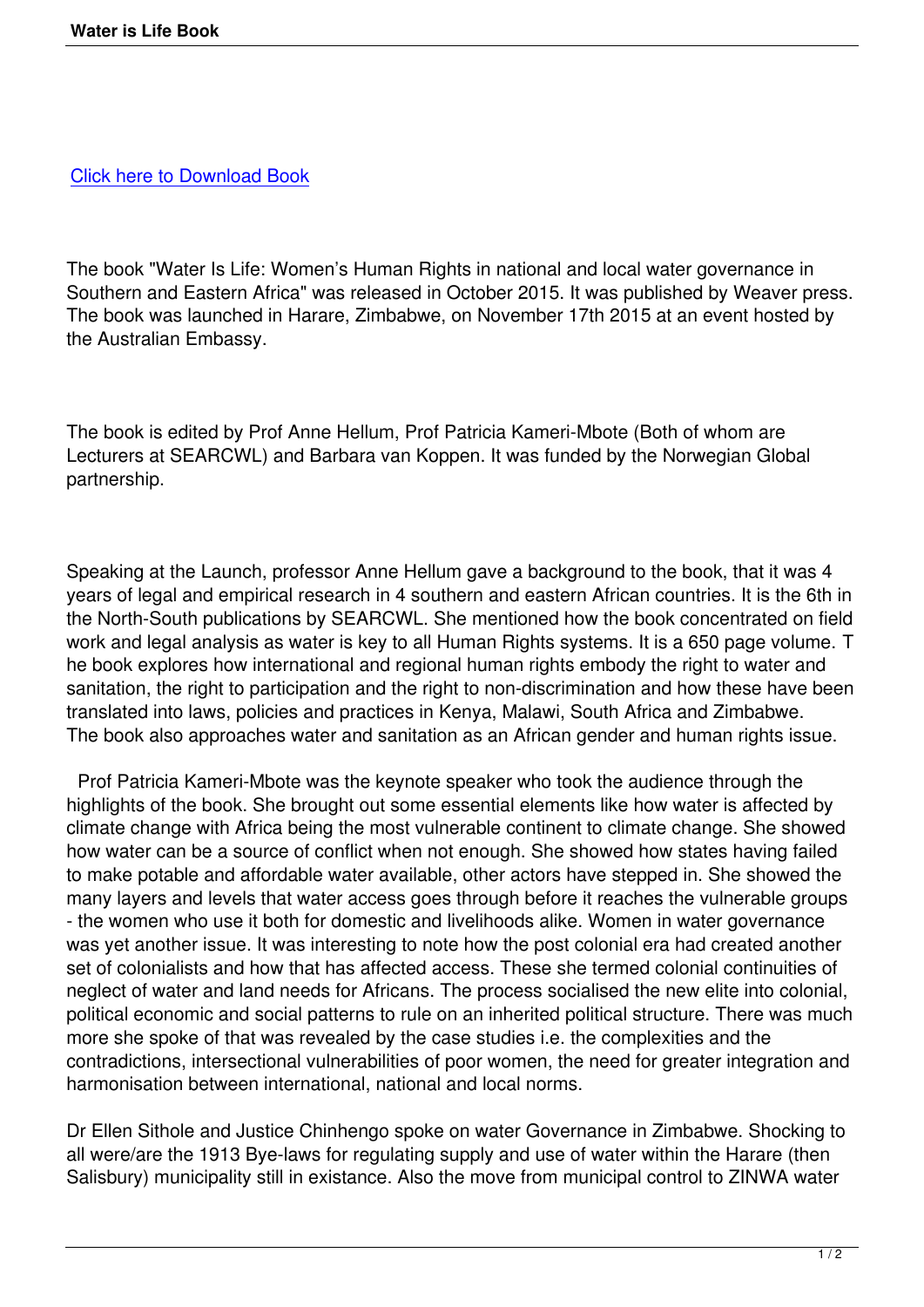[Click here to Download Book]

The book "Water Is Life: Women's Human Rights in national and local water governance in Southern and Eastern Africa" was released in October 2015. It was published by Weaver press. The book was launched in Harare, Zimbabwe, on November 17th 2015 at an event hosted by the Australian Embassy.

The book is edited by Prof Anne Hellum, Prof Patricia Kameri-Mbote (Both of whom are Lecturers at SEARCWL) and Barbara van Koppen. It was funded by the Norwegian Global partnership.

Speaking at the Launch, professor Anne Hellum gave a background to the book, that it was 4 years of legal and empirical research in 4 southern and eastern African countries. It is the 6th in the North-South publications by SEARCWL. She mentioned how the book concentrated on field work and legal analysis as water is key to all Human Rights systems. It is a 650 page volume. The book explores how international and regional human rights embody the right to water and sanitation, the right to participation and the right to non-discrimination and how these have been translated into laws, policies and practices in Kenya, Malawi, South Africa and Zimbabwe. The book also approaches water and sanitation as an African gender and human rights issue.

Prof Patricia Kameri-Mbote was the keynote speaker who took the audience through the highlights of the book. She brought out some essential elements like how water is affected by climate change with Africa being the most vulnerable continent to climate change. She showed how water can be a source of conflict when not enough. She showed how states having failed to make potable and affordable water available, other actors have stepped in. She showed the many layers and levels that water access goes through before it reaches the vulnerable groups - the women who use it both for domestic and livelihoods alike. Women in water governance was yet another issue. It was interesting to note how the post colonial era had created another set of colonialists and how that has affected access. These she termed colonial continuities of neglect of water and land needs for Africans. The process socialised the new elite into colonial, political economic and social patterns to rule on an inherited political structure. There was much more she spoke of that was revealed by the case studies i.e. the complexities and the contradictions, intersectional vulnerabilities of poor women, the need for greater integration and harmonisation between international, national and local norms.

Dr Ellen Sithole and Justice Chinhengo spoke on water Governance in Zimbabwe. Shocking to all were/are the 1913 Bye-laws for regulating supply and use of water within the Harare (then Salisbury) municipality still in existance. Also the move from municipal control to ZINWA water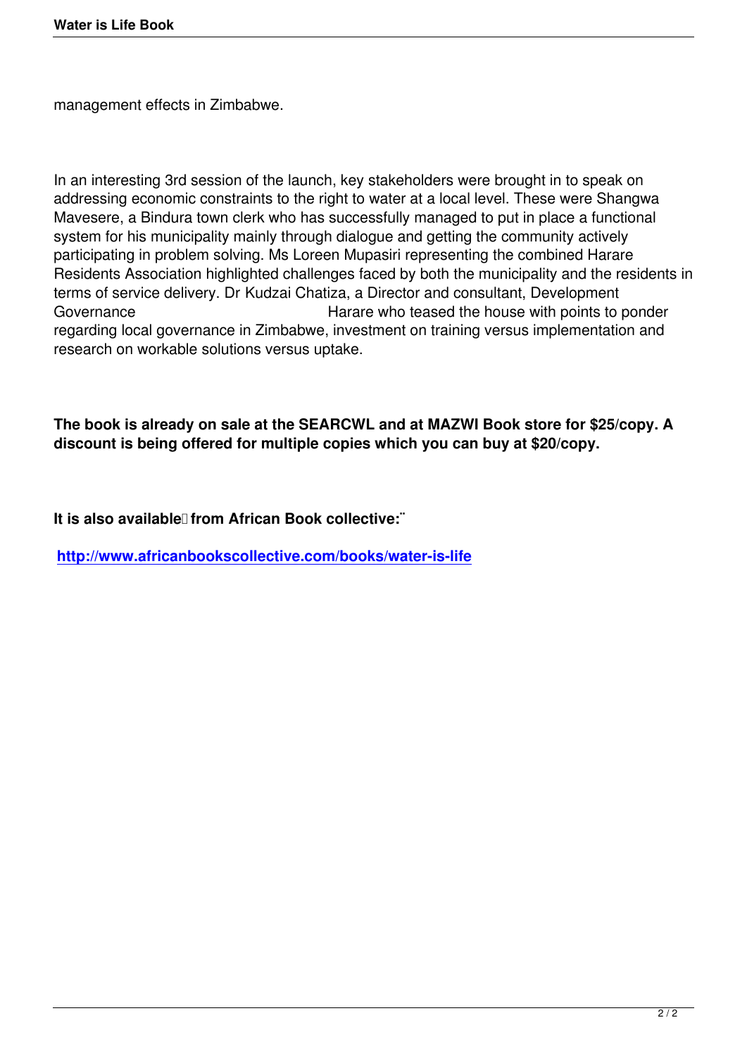management effects in Zimbabwe.

In an interesting 3rd session of the launch, key stakeholders were brought in to speak on addressing economic constraints to the right to water at a local level. These were Shangwa Mavesere, a Bindura town clerk who has successfully managed to put in place a functional system for his municipality mainly through dialogue and getting the community actively participating in problem solving. Ms Loreen Mupasiri representing the combined Harare Residents Association highlighted challenges faced by both the municipality and the residents in terms of service delivery. Dr Kudzai Chatiza, a Director and consultant, Development Governance Harare who teased the house with points to ponder regarding local governance in Zimbabwe, investment on training versus implementation and research on workable solutions versus uptake.

**The book is already on sale at the SEARCWL and at MAZWI Book store for $25/copy. A discount is being offered for multiple copies which you can buy at $20/copy.**

**It is also available from African Book collective:**

**[http://www.africanbookscollective.com/books/water-is-life](http://www.africanbookscollective.com/books/water-is-life)**